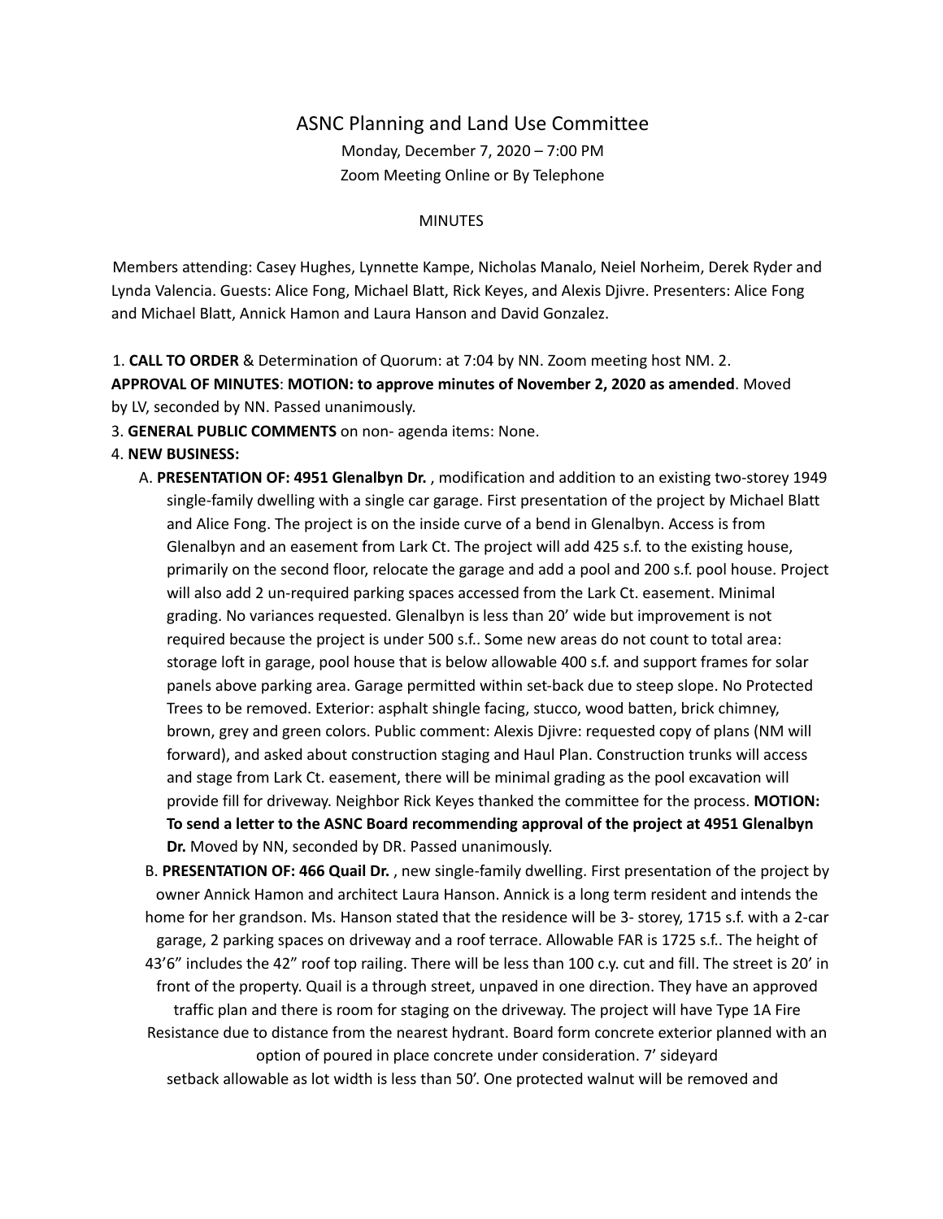# ASNC Planning and Land Use Committee

Monday, December 7, 2020 – 7:00 PM
Zoom Meeting Online or By Telephone

MINUTES

Members attending: Casey Hughes, Lynnette Kampe, Nicholas Manalo, Neiel Norheim, Derek Ryder and Lynda Valencia. Guests: Alice Fong, Michael Blatt, Rick Keyes, and Alexis Djivre. Presenters: Alice Fong and Michael Blatt, Annick Hamon and Laura Hanson and David Gonzalez.

1. **CALL TO ORDER** & Determination of Quorum: at 7:04 by NN. Zoom meeting host NM. 2. **APPROVAL OF MINUTES**: **MOTION: to approve minutes of November 2, 2020 as amended**. Moved by LV, seconded by NN. Passed unanimously.
3. **GENERAL PUBLIC COMMENTS** on non- agenda items: None.
4. **NEW BUSINESS:**
   A. **PRESENTATION OF: 4951 Glenalbyn Dr.** , modification and addition to an existing two-storey 1949 single-family dwelling with a single car garage. First presentation of the project by Michael Blatt and Alice Fong. The project is on the inside curve of a bend in Glenalbyn. Access is from Glenalbyn and an easement from Lark Ct. The project will add 425 s.f. to the existing house, primarily on the second floor, relocate the garage and add a pool and 200 s.f. pool house. Project will also add 2 un-required parking spaces accessed from the Lark Ct. easement. Minimal grading. No variances requested. Glenalbyn is less than 20' wide but improvement is not required because the project is under 500 s.f.. Some new areas do not count to total area: storage loft in garage, pool house that is below allowable 400 s.f. and support frames for solar panels above parking area. Garage permitted within set-back due to steep slope. No Protected Trees to be removed. Exterior: asphalt shingle facing, stucco, wood batten, brick chimney, brown, grey and green colors. Public comment: Alexis Djivre: requested copy of plans (NM will forward), and asked about construction staging and Haul Plan. Construction trunks will access and stage from Lark Ct. easement, there will be minimal grading as the pool excavation will provide fill for driveway. Neighbor Rick Keyes thanked the committee for the process. **MOTION: To send a letter to the ASNC Board recommending approval of the project at 4951 Glenalbyn Dr.** Moved by NN, seconded by DR. Passed unanimously.

   B. **PRESENTATION OF: 466 Quail Dr.** , new single-family dwelling. First presentation of the project by owner Annick Hamon and architect Laura Hanson. Annick is a long term resident and intends the home for her grandson. Ms. Hanson stated that the residence will be 3- storey, 1715 s.f. with a 2-car garage, 2 parking spaces on driveway and a roof terrace. Allowable FAR is 1725 s.f.. The height of 43'6" includes the 42" roof top railing. There will be less than 100 c.y. cut and fill. The street is 20' in front of the property. Quail is a through street, unpaved in one direction. They have an approved traffic plan and there is room for staging on the driveway. The project will have Type 1A Fire Resistance due to distance from the nearest hydrant. Board form concrete exterior planned with an option of poured in place concrete under consideration. 7' sideyard setback allowable as lot width is less than 50'. One protected walnut will be removed and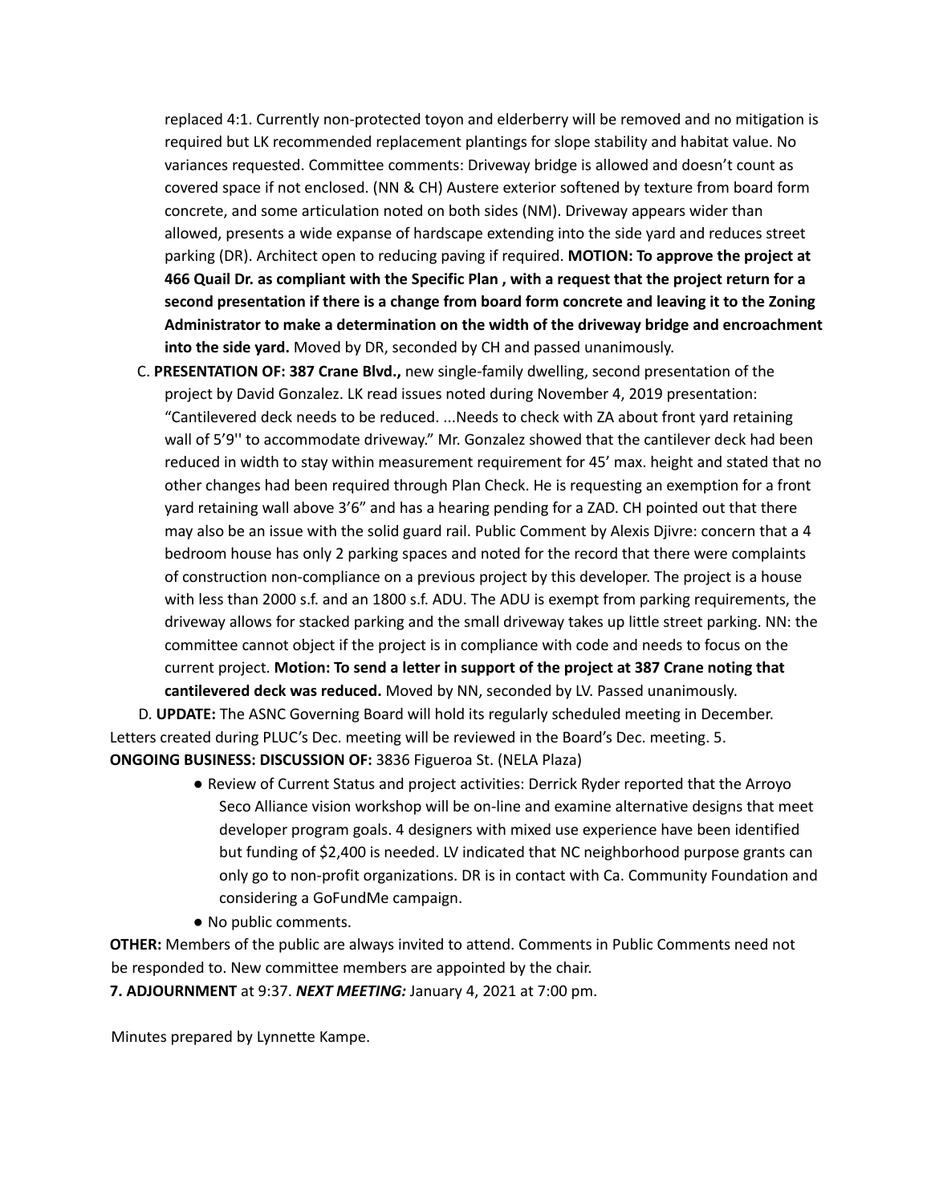replaced 4:1. Currently non-protected toyon and elderberry will be removed and no mitigation is required but LK recommended replacement plantings for slope stability and habitat value. No variances requested. Committee comments: Driveway bridge is allowed and doesn't count as covered space if not enclosed. (NN & CH) Austere exterior softened by texture from board form concrete, and some articulation noted on both sides (NM). Driveway appears wider than allowed, presents a wide expanse of hardscape extending into the side yard and reduces street parking (DR). Architect open to reducing paving if required. **MOTION: To approve the project at 466 Quail Dr. as compliant with the Specific Plan , with a request that the project return for a second presentation if there is a change from board form concrete and leaving it to the Zoning Administrator to make a determination on the width of the driveway bridge and encroachment into the side yard.** Moved by DR, seconded by CH and passed unanimously.

C. **PRESENTATION OF: 387 Crane Blvd.,** new single-family dwelling, second presentation of the project by David Gonzalez. LK read issues noted during November 4, 2019 presentation: "Cantilevered deck needs to be reduced. ...Needs to check with ZA about front yard retaining wall of 5'9'' to accommodate driveway." Mr. Gonzalez showed that the cantilever deck had been reduced in width to stay within measurement requirement for 45' max. height and stated that no other changes had been required through Plan Check. He is requesting an exemption for a front yard retaining wall above 3'6" and has a hearing pending for a ZAD. CH pointed out that there may also be an issue with the solid guard rail. Public Comment by Alexis Djivre: concern that a 4 bedroom house has only 2 parking spaces and noted for the record that there were complaints of construction non-compliance on a previous project by this developer. The project is a house with less than 2000 s.f. and an 1800 s.f. ADU. The ADU is exempt from parking requirements, the driveway allows for stacked parking and the small driveway takes up little street parking. NN: the committee cannot object if the project is in compliance with code and needs to focus on the current project. **Motion: To send a letter in support of the project at 387 Crane noting that cantilevered deck was reduced.** Moved by NN, seconded by LV. Passed unanimously.

D. **UPDATE:** The ASNC Governing Board will hold its regularly scheduled meeting in December. Letters created during PLUC's Dec. meeting will be reviewed in the Board's Dec. meeting. 5. **ONGOING BUSINESS: DISCUSSION OF:** 3836 Figueroa St. (NELA Plaza)

- Review of Current Status and project activities: Derrick Ryder reported that the Arroyo Seco Alliance vision workshop will be on-line and examine alternative designs that meet developer program goals. 4 designers with mixed use experience have been identified but funding of $2,400 is needed. LV indicated that NC neighborhood purpose grants can only go to non-profit organizations. DR is in contact with Ca. Community Foundation and considering a GoFundMe campaign.
- No public comments.

**OTHER:** Members of the public are always invited to attend. Comments in Public Comments need not be responded to. New committee members are appointed by the chair.

**7. ADJOURNMENT** at 9:37. ***NEXT MEETING:*** January 4, 2021 at 7:00 pm.

Minutes prepared by Lynnette Kampe.